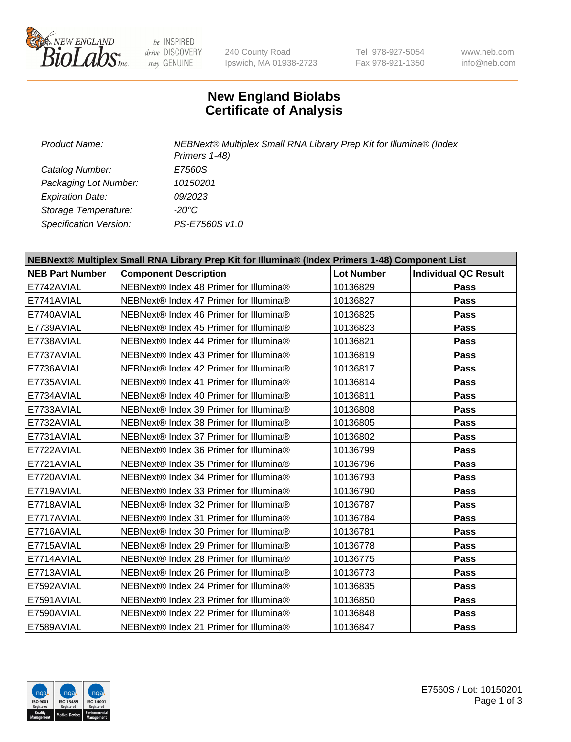240 County Road
Ipswich, MA 01938-2723

Tel 978-927-5054
Fax 978-921-1350

www.neb.com
info@neb.com

# New England Biolabs
# Certificate of Analysis

| | |
|---|---|
| *Product Name:* | *NEBNext® Multiplex Small RNA Library Prep Kit for Illumina® (Index Primers 1-48)* |
| *Catalog Number:* | *E7560S* |
| *Packaging Lot Number:* | *10150201* |
| *Expiration Date:* | *09/2023* |
| *Storage Temperature:* | *-20°C* |
| *Specification Version:* | *PS-E7560S v1.0* |

| **NEBNext® Multiplex Small RNA Library Prep Kit for Illumina® (Index Primers 1-48) Component List** | | | |
|---|---|---|---|
| **NEB Part Number** | **Component Description** | **Lot Number** | **Individual QC Result** |
| E7742AVIAL | NEBNext® Index 48 Primer for Illumina® | 10136829 | **Pass** |
| E7741AVIAL | NEBNext® Index 47 Primer for Illumina® | 10136827 | **Pass** |
| E7740AVIAL | NEBNext® Index 46 Primer for Illumina® | 10136825 | **Pass** |
| E7739AVIAL | NEBNext® Index 45 Primer for Illumina® | 10136823 | **Pass** |
| E7738AVIAL | NEBNext® Index 44 Primer for Illumina® | 10136821 | **Pass** |
| E7737AVIAL | NEBNext® Index 43 Primer for Illumina® | 10136819 | **Pass** |
| E7736AVIAL | NEBNext® Index 42 Primer for Illumina® | 10136817 | **Pass** |
| E7735AVIAL | NEBNext® Index 41 Primer for Illumina® | 10136814 | **Pass** |
| E7734AVIAL | NEBNext® Index 40 Primer for Illumina® | 10136811 | **Pass** |
| E7733AVIAL | NEBNext® Index 39 Primer for Illumina® | 10136808 | **Pass** |
| E7732AVIAL | NEBNext® Index 38 Primer for Illumina® | 10136805 | **Pass** |
| E7731AVIAL | NEBNext® Index 37 Primer for Illumina® | 10136802 | **Pass** |
| E7722AVIAL | NEBNext® Index 36 Primer for Illumina® | 10136799 | **Pass** |
| E7721AVIAL | NEBNext® Index 35 Primer for Illumina® | 10136796 | **Pass** |
| E7720AVIAL | NEBNext® Index 34 Primer for Illumina® | 10136793 | **Pass** |
| E7719AVIAL | NEBNext® Index 33 Primer for Illumina® | 10136790 | **Pass** |
| E7718AVIAL | NEBNext® Index 32 Primer for Illumina® | 10136787 | **Pass** |
| E7717AVIAL | NEBNext® Index 31 Primer for Illumina® | 10136784 | **Pass** |
| E7716AVIAL | NEBNext® Index 30 Primer for Illumina® | 10136781 | **Pass** |
| E7715AVIAL | NEBNext® Index 29 Primer for Illumina® | 10136778 | **Pass** |
| E7714AVIAL | NEBNext® Index 28 Primer for Illumina® | 10136775 | **Pass** |
| E7713AVIAL | NEBNext® Index 26 Primer for Illumina® | 10136773 | **Pass** |
| E7592AVIAL | NEBNext® Index 24 Primer for Illumina® | 10136835 | **Pass** |
| E7591AVIAL | NEBNext® Index 23 Primer for Illumina® | 10136850 | **Pass** |
| E7590AVIAL | NEBNext® Index 22 Primer for Illumina® | 10136848 | **Pass** |
| E7589AVIAL | NEBNext® Index 21 Primer for Illumina® | 10136847 | **Pass** |

E7560S / Lot: 10150201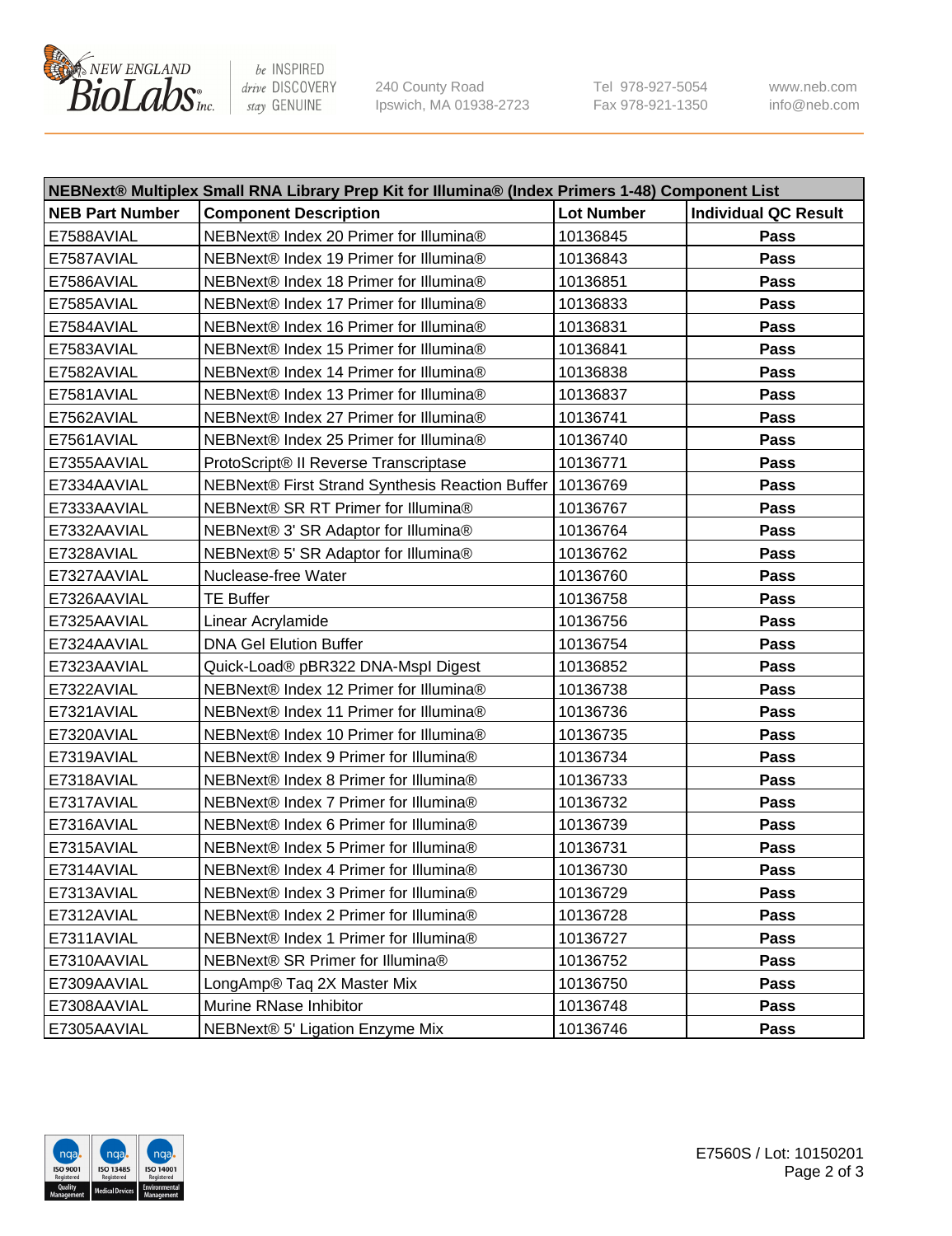| NEBNext® Multiplex Small RNA Library Prep Kit for Illumina® (Index Primers 1-48) Component List | | | |
|---|---|---|---|
| **NEB Part Number** | **Component Description** | **Lot Number** | **Individual QC Result** |
| E7588AVIAL | NEBNext® Index 20 Primer for Illumina® | 10136845 | **Pass** |
| E7587AVIAL | NEBNext® Index 19 Primer for Illumina® | 10136843 | **Pass** |
| E7586AVIAL | NEBNext® Index 18 Primer for Illumina® | 10136851 | **Pass** |
| E7585AVIAL | NEBNext® Index 17 Primer for Illumina® | 10136833 | **Pass** |
| E7584AVIAL | NEBNext® Index 16 Primer for Illumina® | 10136831 | **Pass** |
| E7583AVIAL | NEBNext® Index 15 Primer for Illumina® | 10136841 | **Pass** |
| E7582AVIAL | NEBNext® Index 14 Primer for Illumina® | 10136838 | **Pass** |
| E7581AVIAL | NEBNext® Index 13 Primer for Illumina® | 10136837 | **Pass** |
| E7562AVIAL | NEBNext® Index 27 Primer for Illumina® | 10136741 | **Pass** |
| E7561AVIAL | NEBNext® Index 25 Primer for Illumina® | 10136740 | **Pass** |
| E7355AAVIAL | ProtoScript® II Reverse Transcriptase | 10136771 | **Pass** |
| E7334AAVIAL | NEBNext® First Strand Synthesis Reaction Buffer | 10136769 | **Pass** |
| E7333AAVIAL | NEBNext® SR RT Primer for Illumina® | 10136767 | **Pass** |
| E7332AAVIAL | NEBNext® 3' SR Adaptor for Illumina® | 10136764 | **Pass** |
| E7328AVIAL | NEBNext® 5' SR Adaptor for Illumina® | 10136762 | **Pass** |
| E7327AAVIAL | Nuclease-free Water | 10136760 | **Pass** |
| E7326AAVIAL | TE Buffer | 10136758 | **Pass** |
| E7325AAVIAL | Linear Acrylamide | 10136756 | **Pass** |
| E7324AAVIAL | DNA Gel Elution Buffer | 10136754 | **Pass** |
| E7323AAVIAL | Quick-Load® pBR322 DNA-MspI Digest | 10136852 | **Pass** |
| E7322AVIAL | NEBNext® Index 12 Primer for Illumina® | 10136738 | **Pass** |
| E7321AVIAL | NEBNext® Index 11 Primer for Illumina® | 10136736 | **Pass** |
| E7320AVIAL | NEBNext® Index 10 Primer for Illumina® | 10136735 | **Pass** |
| E7319AVIAL | NEBNext® Index 9 Primer for Illumina® | 10136734 | **Pass** |
| E7318AVIAL | NEBNext® Index 8 Primer for Illumina® | 10136733 | **Pass** |
| E7317AVIAL | NEBNext® Index 7 Primer for Illumina® | 10136732 | **Pass** |
| E7316AVIAL | NEBNext® Index 6 Primer for Illumina® | 10136739 | **Pass** |
| E7315AVIAL | NEBNext® Index 5 Primer for Illumina® | 10136731 | **Pass** |
| E7314AVIAL | NEBNext® Index 4 Primer for Illumina® | 10136730 | **Pass** |
| E7313AVIAL | NEBNext® Index 3 Primer for Illumina® | 10136729 | **Pass** |
| E7312AVIAL | NEBNext® Index 2 Primer for Illumina® | 10136728 | **Pass** |
| E7311AVIAL | NEBNext® Index 1 Primer for Illumina® | 10136727 | **Pass** |
| E7310AAVIAL | NEBNext® SR Primer for Illumina® | 10136752 | **Pass** |
| E7309AAVIAL | LongAmp® Taq 2X Master Mix | 10136750 | **Pass** |
| E7308AAVIAL | Murine RNase Inhibitor | 10136748 | **Pass** |
| E7305AAVIAL | NEBNext® 5' Ligation Enzyme Mix | 10136746 | **Pass** |

E7560S / Lot: 10150201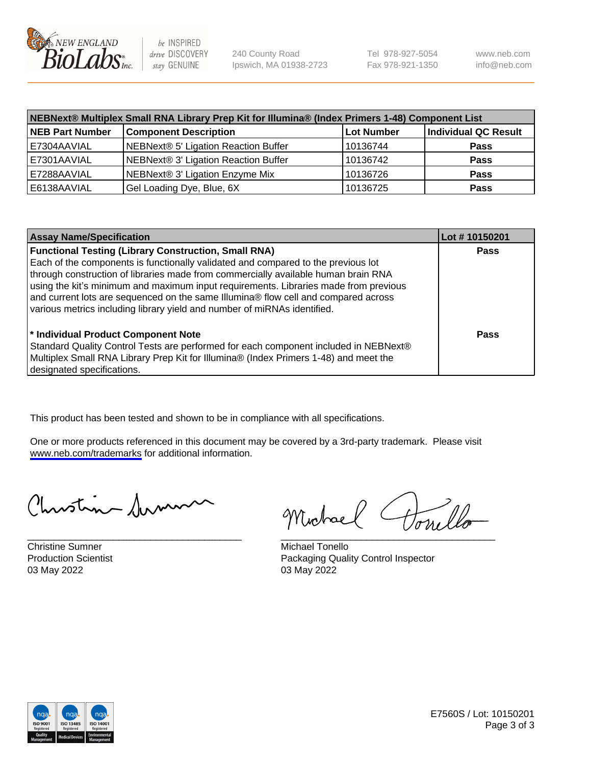New England BioLabs Inc. — be INSPIRED drive DISCOVERY stay GENUINE

240 County Road
Ipswich, MA 01938-2723

Tel 978-927-5054
Fax 978-921-1350

www.neb.com
info@neb.com

| NEBNext® Multiplex Small RNA Library Prep Kit for Illumina® (Index Primers 1-48) Component List | | | |
|---|---|---|---|
| **NEB Part Number** | **Component Description** | **Lot Number** | **Individual QC Result** |
| E7304AAVIAL | NEBNext® 5' Ligation Reaction Buffer | 10136744 | **Pass** |
| E7301AAVIAL | NEBNext® 3' Ligation Reaction Buffer | 10136742 | **Pass** |
| E7288AAVIAL | NEBNext® 3' Ligation Enzyme Mix | 10136726 | **Pass** |
| E6138AAVIAL | Gel Loading Dye, Blue, 6X | 10136725 | **Pass** |

| Assay Name/Specification | Lot # 10150201 |
|---|---|
| **Functional Testing (Library Construction, Small RNA)** Each of the components is functionally validated and compared to the previous lot through construction of libraries made from commercially available human brain RNA using the kit's minimum and maximum input requirements. Libraries made from previous and current lots are sequenced on the same Illumina® flow cell and compared across various metrics including library yield and number of miRNAs identified. | **Pass** |
| **\* Individual Product Component Note** Standard Quality Control Tests are performed for each component included in NEBNext® Multiplex Small RNA Library Prep Kit for Illumina® (Index Primers 1-48) and meet the designated specifications. | **Pass** |

This product has been tested and shown to be in compliance with all specifications.

One or more products referenced in this document may be covered by a 3rd-party trademark. Please visit www.neb.com/trademarks for additional information.

Christine Sumner
Production Scientist
03 May 2022

Michael Tonello
Packaging Quality Control Inspector
03 May 2022

E7560S / Lot: 10150201